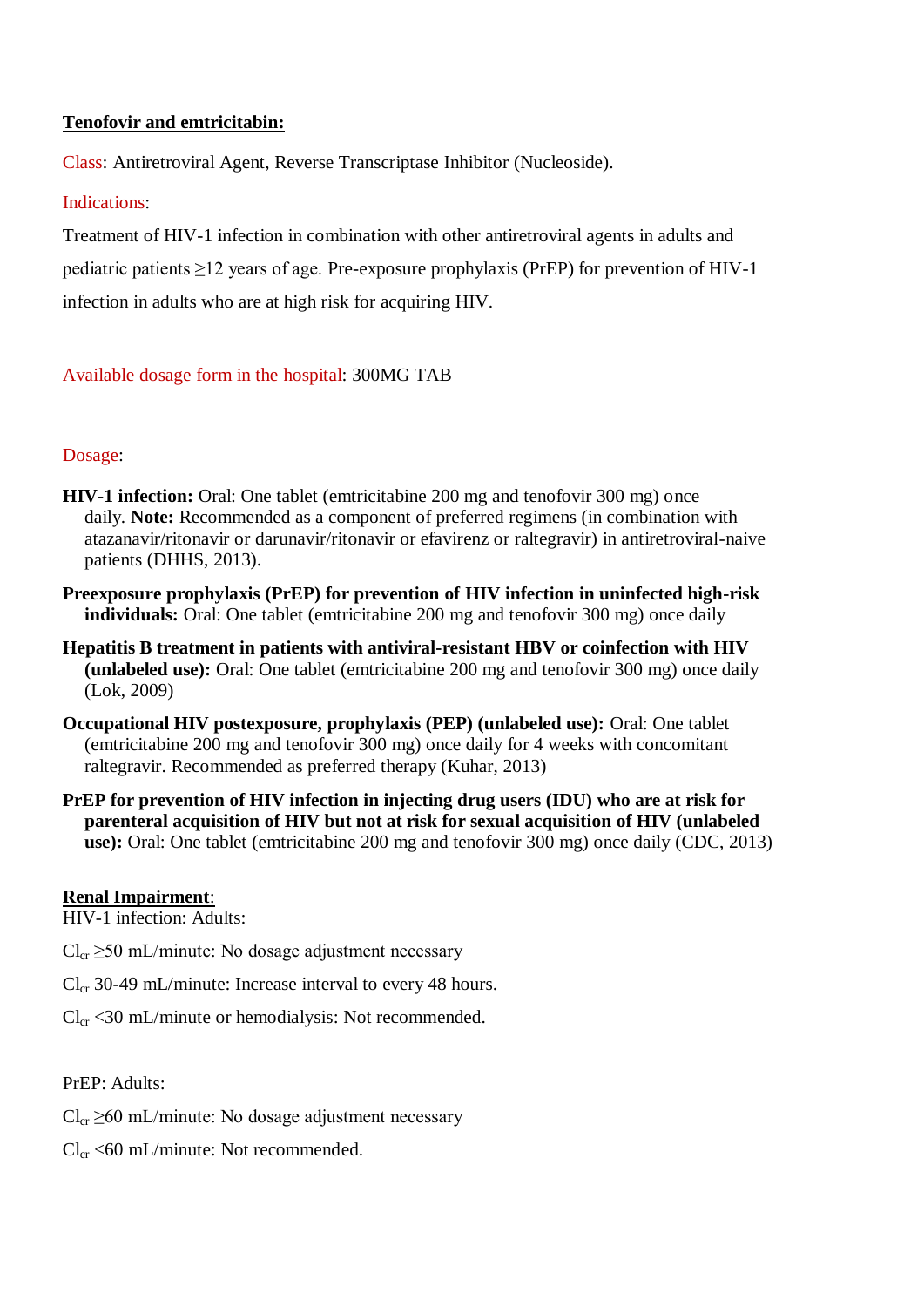**Tenofovir and emtricitabin:**

Class: Antiretroviral Agent, Reverse Transcriptase Inhibitor (Nucleoside).

Indications:

Treatment of HIV-1 infection in combination with other antiretroviral agents in adults and pediatric patients ≥12 years of age. Pre-exposure prophylaxis (PrEP) for prevention of HIV-1 infection in adults who are at high risk for acquiring HIV.

Available dosage form in the hospital: 300MG TAB

Dosage:

**HIV-1 infection:** Oral: One tablet (emtricitabine 200 mg and tenofovir 300 mg) once daily. **Note:** Recommended as a component of preferred regimens (in combination with atazanavir/ritonavir or darunavir/ritonavir or efavirenz or raltegravir) in antiretroviral-naive patients (DHHS, 2013).

**Preexposure prophylaxis (PrEP) for prevention of HIV infection in uninfected high-risk individuals:** Oral: One tablet (emtricitabine 200 mg and tenofovir 300 mg) once daily

**Hepatitis B treatment in patients with antiviral-resistant HBV or coinfection with HIV (unlabeled use):** Oral: One tablet (emtricitabine 200 mg and tenofovir 300 mg) once daily (Lok, 2009)

**Occupational HIV postexposure, prophylaxis (PEP) (unlabeled use):** Oral: One tablet (emtricitabine 200 mg and tenofovir 300 mg) once daily for 4 weeks with concomitant raltegravir. Recommended as preferred therapy (Kuhar, 2013)

**PrEP for prevention of HIV infection in injecting drug users (IDU) who are at risk for parenteral acquisition of HIV but not at risk for sexual acquisition of HIV (unlabeled use):** Oral: One tablet (emtricitabine 200 mg and tenofovir 300 mg) once daily (CDC, 2013)

**Renal Impairment**:

HIV-1 infection: Adults:

$Cl_{cr}$ ≥50 mL/minute: No dosage adjustment necessary

$Cl_{cr}$ 30-49 mL/minute: Increase interval to every 48 hours.

$Cl_{cr}$ <30 mL/minute or hemodialysis: Not recommended.

PrEP: Adults:

$Cl_{cr}$ ≥60 mL/minute: No dosage adjustment necessary

$Cl_{cr}$ <60 mL/minute: Not recommended.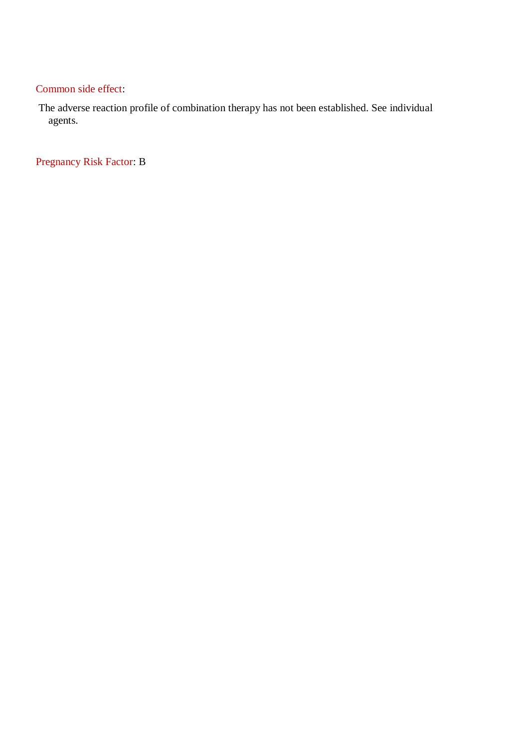Common side effect:

The adverse reaction profile of combination therapy has not been established. See individual agents.

Pregnancy Risk Factor: B